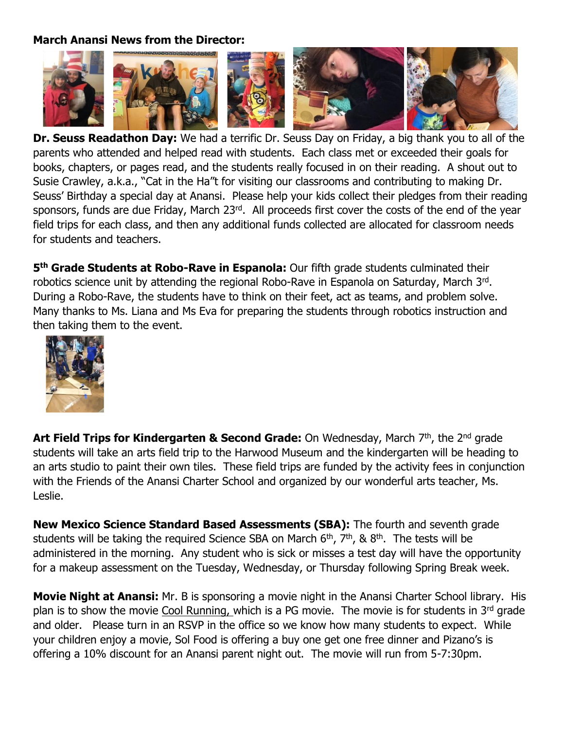**March Anansi News from the Director:**

**Dr. Seuss Readathon Day:** We had a terrific Dr. Seuss Day on Friday, a big thank you to all of the parents who attended and helped read with students. Each class met or exceeded their goals for books, chapters, or pages read, and the students really focused in on their reading. A shout out to Susie Crawley, a.k.a., "Cat in the Ha"t for visiting our classrooms and contributing to making Dr. Seuss' Birthday a special day at Anansi. Please help your kids collect their pledges from their reading sponsors, funds are due Friday, March 23rd. All proceeds first cover the costs of the end of the year field trips for each class, and then any additional funds collected are allocated for classroom needs for students and teachers.

**5th Grade Students at Robo-Rave in Espanola:** Our fifth grade students culminated their robotics science unit by attending the regional Robo-Rave in Espanola on Saturday, March 3rd. During a Robo-Rave, the students have to think on their feet, act as teams, and problem solve. Many thanks to Ms. Liana and Ms Eva for preparing the students through robotics instruction and then taking them to the event.

**Art Field Trips for Kindergarten & Second Grade:** On Wednesday, March 7th, the 2nd grade students will take an arts field trip to the Harwood Museum and the kindergarten will be heading to an arts studio to paint their own tiles. These field trips are funded by the activity fees in conjunction with the Friends of the Anansi Charter School and organized by our wonderful arts teacher, Ms. Leslie.

**New Mexico Science Standard Based Assessments (SBA):** The fourth and seventh grade students will be taking the required Science SBA on March 6th, 7th, & 8th. The tests will be administered in the morning. Any student who is sick or misses a test day will have the opportunity for a makeup assessment on the Tuesday, Wednesday, or Thursday following Spring Break week.

**Movie Night at Anansi:** Mr. B is sponsoring a movie night in the Anansi Charter School library. His plan is to show the movie Cool Running, which is a PG movie. The movie is for students in 3rd grade and older. Please turn in an RSVP in the office so we know how many students to expect. While your children enjoy a movie, Sol Food is offering a buy one get one free dinner and Pizano's is offering a 10% discount for an Anansi parent night out. The movie will run from 5-7:30pm.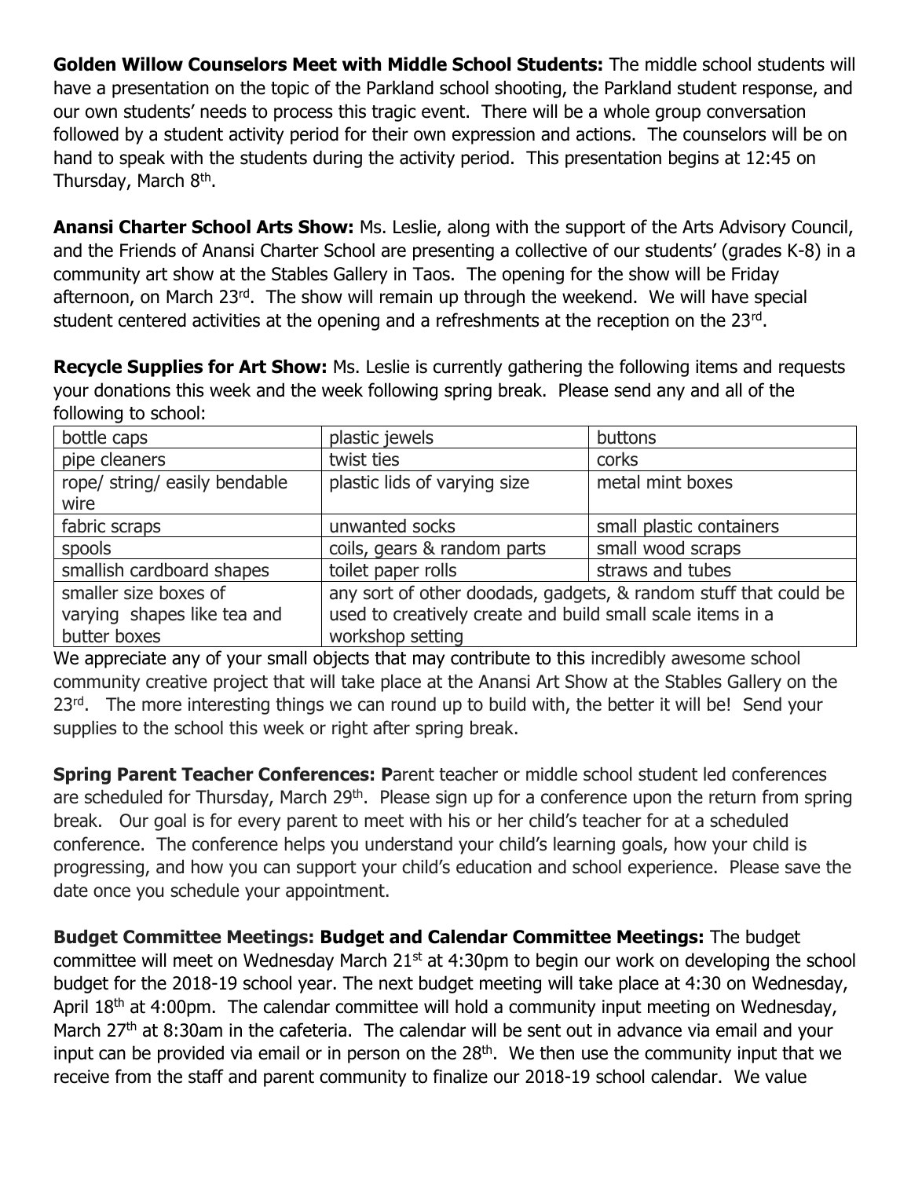**Golden Willow Counselors Meet with Middle School Students:** The middle school students will have a presentation on the topic of the Parkland school shooting, the Parkland student response, and our own students' needs to process this tragic event. There will be a whole group conversation followed by a student activity period for their own expression and actions. The counselors will be on hand to speak with the students during the activity period. This presentation begins at 12:45 on Thursday, March 8th.

**Anansi Charter School Arts Show:** Ms. Leslie, along with the support of the Arts Advisory Council, and the Friends of Anansi Charter School are presenting a collective of our students' (grades K-8) in a community art show at the Stables Gallery in Taos. The opening for the show will be Friday afternoon, on March 23rd. The show will remain up through the weekend. We will have special student centered activities at the opening and a refreshments at the reception on the 23rd.

**Recycle Supplies for Art Show:** Ms. Leslie is currently gathering the following items and requests your donations this week and the week following spring break. Please send any and all of the following to school:

| bottle caps | plastic jewels | buttons |
|---|---|---|
| pipe cleaners | twist ties | corks |
| rope/ string/ easily bendable wire | plastic lids of varying size | metal mint boxes |
| fabric scraps | unwanted socks | small plastic containers |
| spools | coils, gears & random parts | small wood scraps |
| smallish cardboard shapes | toilet paper rolls | straws and tubes |
| smaller size boxes of varying shapes like tea and butter boxes | any sort of other doodads, gadgets, & random stuff that could be used to creatively create and build small scale items in a workshop setting | |

We appreciate any of your small objects that may contribute to this incredibly awesome school community creative project that will take place at the Anansi Art Show at the Stables Gallery on the 23rd. The more interesting things we can round up to build with, the better it will be! Send your supplies to the school this week or right after spring break.

**Spring Parent Teacher Conferences: P**arent teacher or middle school student led conferences are scheduled for Thursday, March 29th. Please sign up for a conference upon the return from spring break. Our goal is for every parent to meet with his or her child's teacher for at a scheduled conference. The conference helps you understand your child's learning goals, how your child is progressing, and how you can support your child's education and school experience. Please save the date once you schedule your appointment.

**Budget Committee Meetings: Budget and Calendar Committee Meetings:** The budget committee will meet on Wednesday March 21st at 4:30pm to begin our work on developing the school budget for the 2018-19 school year. The next budget meeting will take place at 4:30 on Wednesday, April 18th at 4:00pm. The calendar committee will hold a community input meeting on Wednesday, March 27th at 8:30am in the cafeteria. The calendar will be sent out in advance via email and your input can be provided via email or in person on the 28th. We then use the community input that we receive from the staff and parent community to finalize our 2018-19 school calendar. We value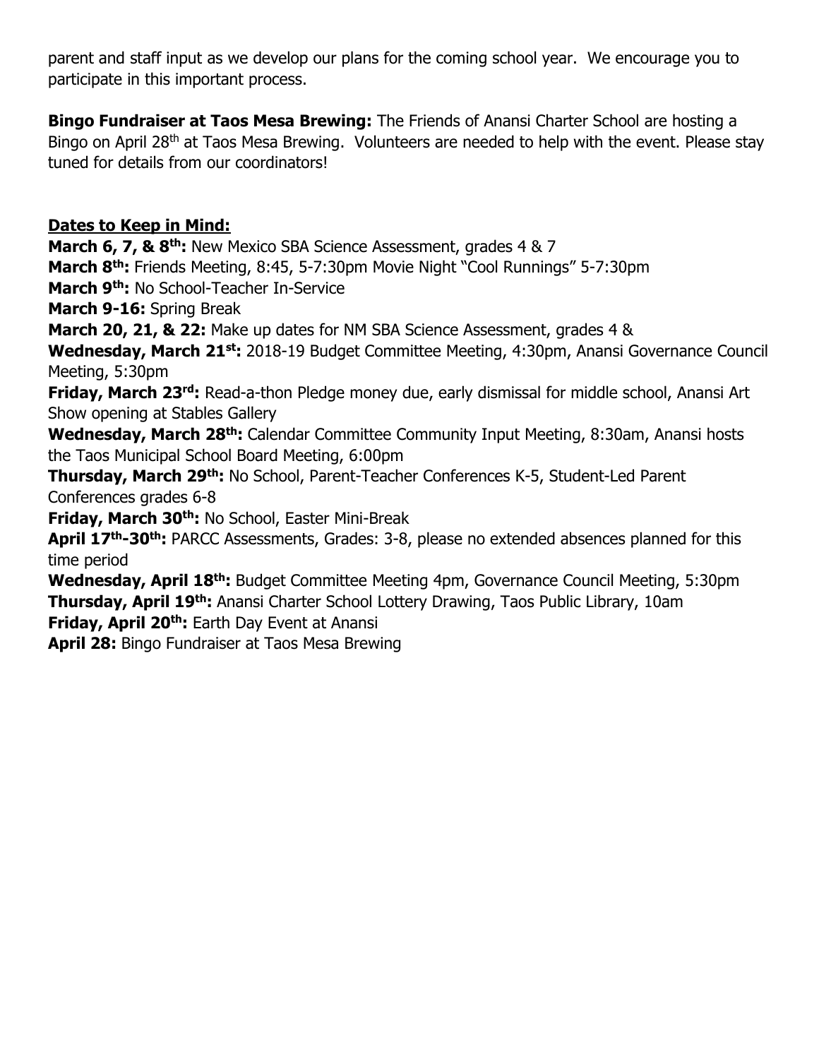parent and staff input as we develop our plans for the coming school year. We encourage you to participate in this important process.

**Bingo Fundraiser at Taos Mesa Brewing:** The Friends of Anansi Charter School are hosting a Bingo on April 28th at Taos Mesa Brewing. Volunteers are needed to help with the event. Please stay tuned for details from our coordinators!

**Dates to Keep in Mind:**

**March 6, 7, & 8th:** New Mexico SBA Science Assessment, grades 4 & 7
**March 8th:** Friends Meeting, 8:45, 5-7:30pm Movie Night "Cool Runnings" 5-7:30pm
**March 9th:** No School-Teacher In-Service
**March 9-16:** Spring Break
**March 20, 21, & 22:** Make up dates for NM SBA Science Assessment, grades 4 &
**Wednesday, March 21st:** 2018-19 Budget Committee Meeting, 4:30pm, Anansi Governance Council Meeting, 5:30pm
**Friday, March 23rd:** Read-a-thon Pledge money due, early dismissal for middle school, Anansi Art Show opening at Stables Gallery
**Wednesday, March 28th:** Calendar Committee Community Input Meeting, 8:30am, Anansi hosts the Taos Municipal School Board Meeting, 6:00pm
**Thursday, March 29th:** No School, Parent-Teacher Conferences K-5, Student-Led Parent Conferences grades 6-8
**Friday, March 30th:** No School, Easter Mini-Break
**April 17th-30th:** PARCC Assessments, Grades: 3-8, please no extended absences planned for this time period
**Wednesday, April 18th:** Budget Committee Meeting 4pm, Governance Council Meeting, 5:30pm
**Thursday, April 19th:** Anansi Charter School Lottery Drawing, Taos Public Library, 10am
**Friday, April 20th:** Earth Day Event at Anansi
**April 28:** Bingo Fundraiser at Taos Mesa Brewing